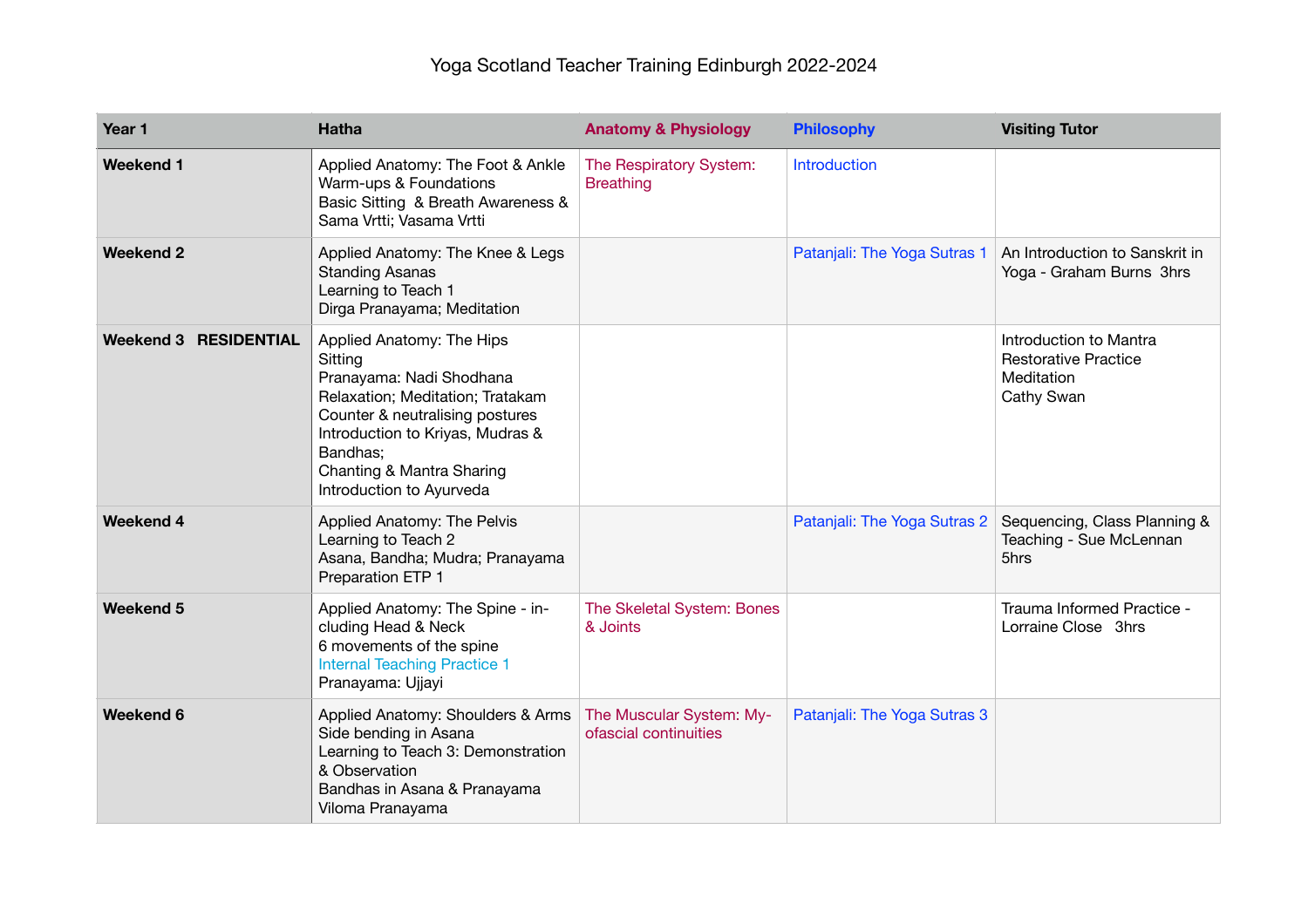# Yoga Scotland Teacher Training Edinburgh 2022-2024

| Year 1 | Hatha | Anatomy & Physiology | Philosophy | Visiting Tutor |
|---|---|---|---|---|
| **Weekend 1** | Applied Anatomy: The Foot & Ankle<br>Warm-ups & Foundations<br>Basic Sitting & Breath Awareness & Sama Vrtti; Vasama Vrtti | The Respiratory System: Breathing | Introduction | |
| **Weekend 2** | Applied Anatomy: The Knee & Legs<br>Standing Asanas<br>Learning to Teach 1<br>Dirga Pranayama; Meditation | | Patanjali: The Yoga Sutras 1 | An Introduction to Sanskrit in Yoga - Graham Burns 3hrs |
| **Weekend 3 RESIDENTIAL** | Applied Anatomy: The Hips<br>Sitting<br>Pranayama: Nadi Shodhana<br>Relaxation; Meditation; Tratakam<br>Counter & neutralising postures<br>Introduction to Kriyas, Mudras & Bandhas;<br>Chanting & Mantra Sharing<br>Introduction to Ayurveda | | | Introduction to Mantra<br>Restorative Practice<br>Meditation<br>Cathy Swan |
| **Weekend 4** | Applied Anatomy: The Pelvis<br>Learning to Teach 2<br>Asana, Bandha; Mudra; Pranayama<br>Preparation ETP 1 | | Patanjali: The Yoga Sutras 2 | Sequencing, Class Planning & Teaching - Sue McLennan 5hrs |
| **Weekend 5** | Applied Anatomy: The Spine - including Head & Neck<br>6 movements of the spine<br>Internal Teaching Practice 1<br>Pranayama: Ujjayi | The Skeletal System: Bones & Joints | | Trauma Informed Practice - Lorraine Close 3hrs |
| **Weekend 6** | Applied Anatomy: Shoulders & Arms<br>Side bending in Asana<br>Learning to Teach 3: Demonstration & Observation<br>Bandhas in Asana & Pranayama<br>Viloma Pranayama | The Muscular System: Myofascial continuities | Patanjali: The Yoga Sutras 3 | |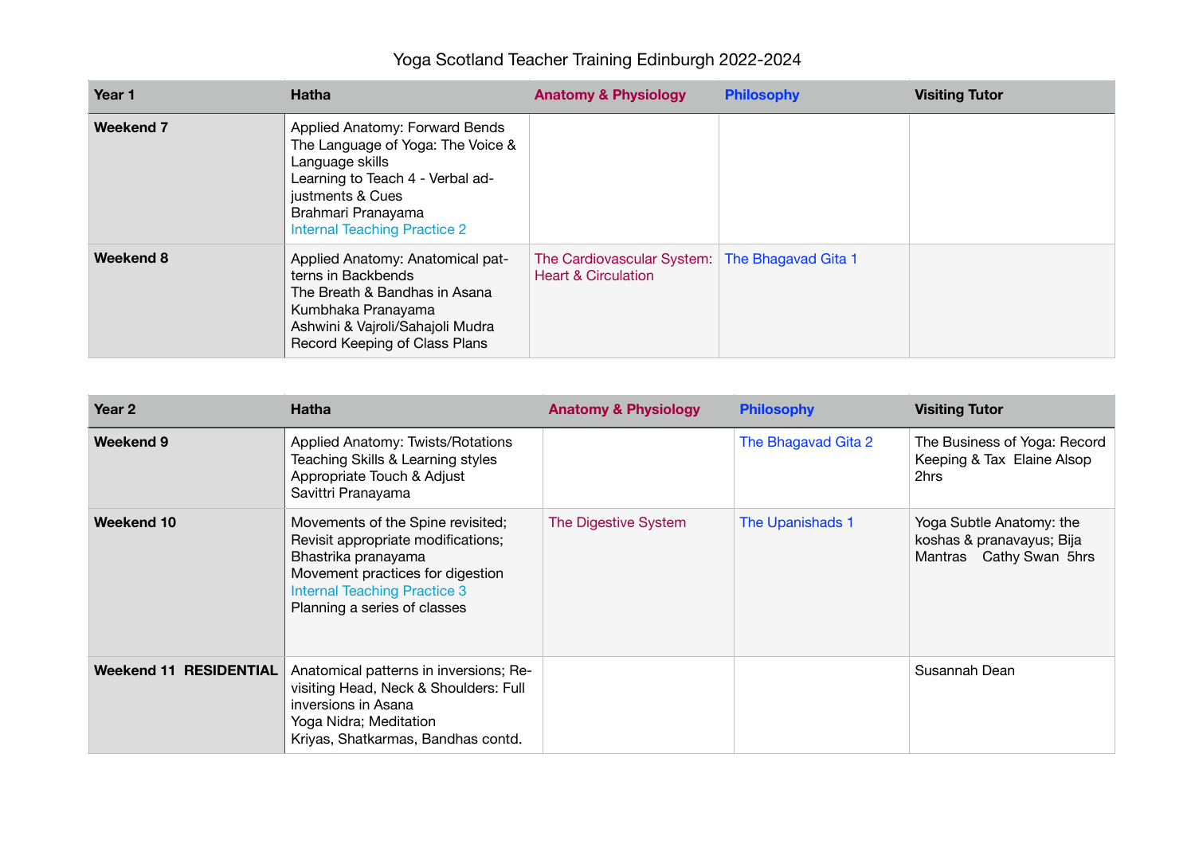Yoga Scotland Teacher Training Edinburgh 2022-2024

| Year 1 | Hatha | Anatomy & Physiology | Philosophy | Visiting Tutor |
|---|---|---|---|---|
| **Weekend 7** | Applied Anatomy: Forward Bends<br>The Language of Yoga: The Voice & Language skills<br>Learning to Teach 4 - Verbal adjustments & Cues<br>Brahmari Pranayama<br>Internal Teaching Practice 2 | | | |
| **Weekend 8** | Applied Anatomy: Anatomical patterns in Backbends<br>The Breath & Bandhas in Asana<br>Kumbhaka Pranayama<br>Ashwini & Vajroli/Sahajoli Mudra<br>Record Keeping of Class Plans | The Cardiovascular System: Heart & Circulation | The Bhagavad Gita 1 | |

| Year 2 | Hatha | Anatomy & Physiology | Philosophy | Visiting Tutor |
|---|---|---|---|---|
| **Weekend 9** | Applied Anatomy: Twists/Rotations<br>Teaching Skills & Learning styles<br>Appropriate Touch & Adjust<br>Savittri Pranayama | | The Bhagavad Gita 2 | The Business of Yoga: Record Keeping & Tax Elaine Alsop 2hrs |
| **Weekend 10** | Movements of the Spine revisited;<br>Revisit appropriate modifications;<br>Bhastrika pranayama<br>Movement practices for digestion<br>Internal Teaching Practice 3<br>Planning a series of classes | The Digestive System | The Upanishads 1 | Yoga Subtle Anatomy: the koshas & pranavayus; Bija Mantras Cathy Swan 5hrs |
| **Weekend 11 RESIDENTIAL** | Anatomical patterns in inversions; Revisiting Head, Neck & Shoulders: Full inversions in Asana<br>Yoga Nidra; Meditation<br>Kriyas, Shatkarmas, Bandhas contd. | | | Susannah Dean |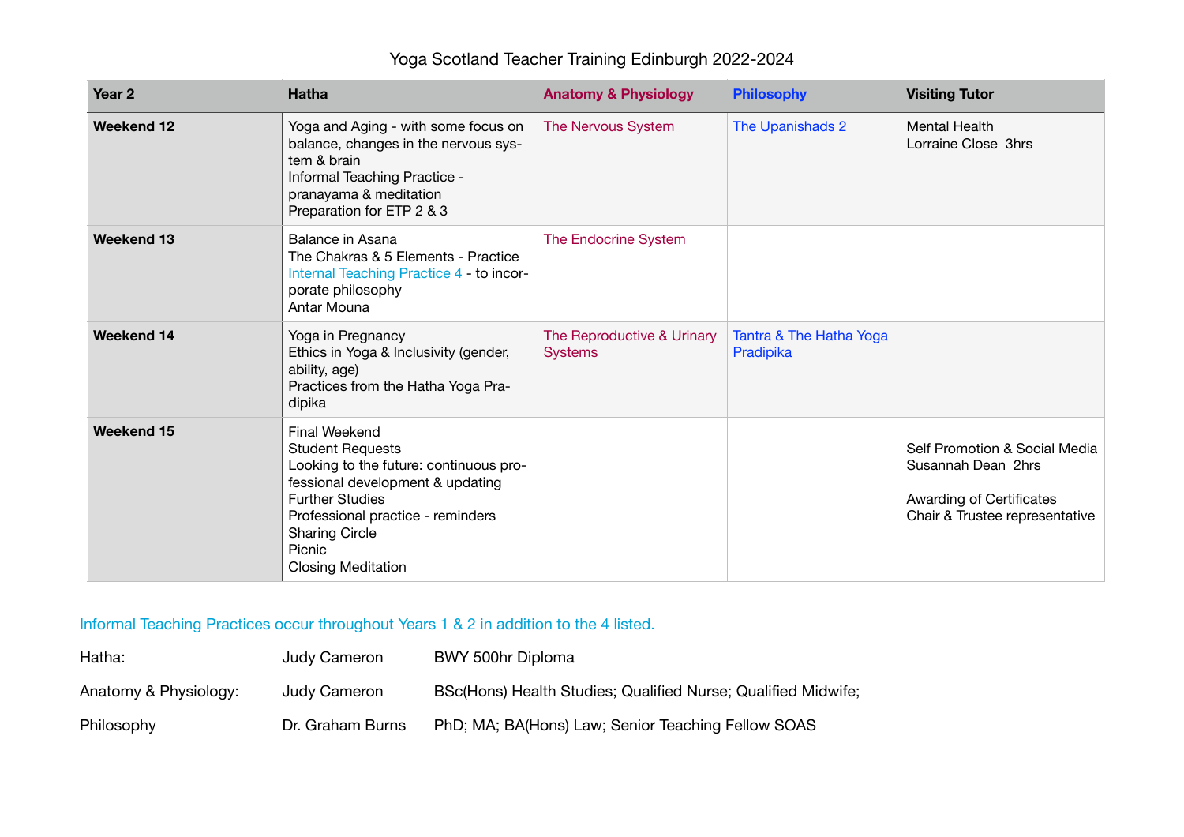Yoga Scotland Teacher Training Edinburgh 2022-2024

| Year 2 | Hatha | Anatomy & Physiology | Philosophy | Visiting Tutor |
|---|---|---|---|---|
| **Weekend 12** | Yoga and Aging - with some focus on balance, changes in the nervous system & brain<br>Informal Teaching Practice - pranayama & meditation<br>Preparation for ETP 2 & 3 | The Nervous System | The Upanishads 2 | Mental Health<br>Lorraine Close 3hrs |
| **Weekend 13** | Balance in Asana<br>The Chakras & 5 Elements - Practice<br>Internal Teaching Practice 4 - to incorporate philosophy<br>Antar Mouna | The Endocrine System | | |
| **Weekend 14** | Yoga in Pregnancy<br>Ethics in Yoga & Inclusivity (gender, ability, age)<br>Practices from the Hatha Yoga Pradipika | The Reproductive & Urinary Systems | Tantra & The Hatha Yoga Pradipika | |
| **Weekend 15** | Final Weekend<br>Student Requests<br>Looking to the future: continuous professional development & updating<br>Further Studies<br>Professional practice - reminders<br>Sharing Circle<br>Picnic<br>Closing Meditation | | | Self Promotion & Social Media<br>Susannah Dean 2hrs<br><br>Awarding of Certificates<br>Chair & Trustee representative |

Informal Teaching Practices occur throughout Years 1 & 2 in addition to the 4 listed.

| | | |
|---|---|---|
| Hatha: | Judy Cameron | BWY 500hr Diploma |
| Anatomy & Physiology: | Judy Cameron | BSc(Hons) Health Studies; Qualified Nurse; Qualified Midwife; |
| Philosophy | Dr. Graham Burns | PhD; MA; BA(Hons) Law; Senior Teaching Fellow SOAS |